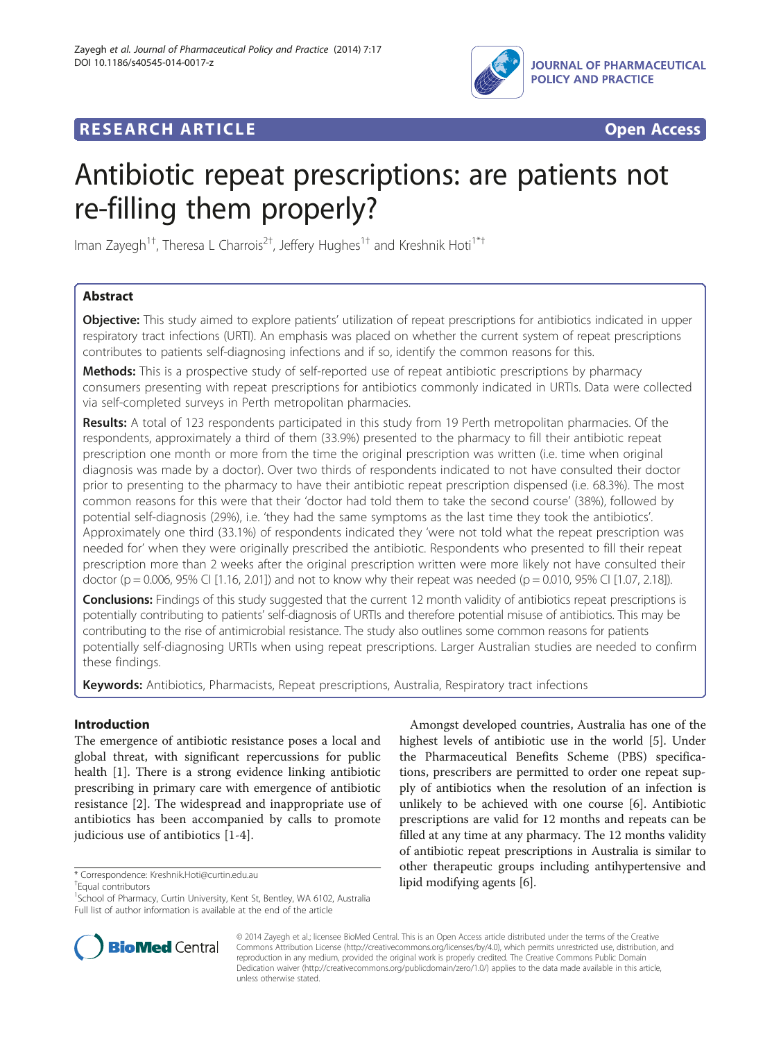**RESEARCH ARTICLE** **Open Access**

# Antibiotic repeat prescriptions: are patients not re-filling them properly?

Iman Zayegh[1†], Theresa L Charrois[2†], Jeffery Hughes[1†] and Kreshnik Hoti[1*†]

## Abstract

**Objective:** This study aimed to explore patients' utilization of repeat prescriptions for antibiotics indicated in upper respiratory tract infections (URTI). An emphasis was placed on whether the current system of repeat prescriptions contributes to patients self-diagnosing infections and if so, identify the common reasons for this.

**Methods:** This is a prospective study of self-reported use of repeat antibiotic prescriptions by pharmacy consumers presenting with repeat prescriptions for antibiotics commonly indicated in URTIs. Data were collected via self-completed surveys in Perth metropolitan pharmacies.

**Results:** A total of 123 respondents participated in this study from 19 Perth metropolitan pharmacies. Of the respondents, approximately a third of them (33.9%) presented to the pharmacy to fill their antibiotic repeat prescription one month or more from the time the original prescription was written (i.e. time when original diagnosis was made by a doctor). Over two thirds of respondents indicated to not have consulted their doctor prior to presenting to the pharmacy to have their antibiotic repeat prescription dispensed (i.e. 68.3%). The most common reasons for this were that their 'doctor had told them to take the second course' (38%), followed by potential self-diagnosis (29%), i.e. 'they had the same symptoms as the last time they took the antibiotics'. Approximately one third (33.1%) of respondents indicated they 'were not told what the repeat prescription was needed for' when they were originally prescribed the antibiotic. Respondents who presented to fill their repeat prescription more than 2 weeks after the original prescription written were more likely not have consulted their doctor ($p = 0.006$, 95% CI [1.16, 2.01]) and not to know why their repeat was needed ($p = 0.010$, 95% CI [1.07, 2.18]).

**Conclusions:** Findings of this study suggested that the current 12 month validity of antibiotics repeat prescriptions is potentially contributing to patients' self-diagnosis of URTIs and therefore potential misuse of antibiotics. This may be contributing to the rise of antimicrobial resistance. The study also outlines some common reasons for patients potentially self-diagnosing URTIs when using repeat prescriptions. Larger Australian studies are needed to confirm these findings.

**Keywords:** Antibiotics, Pharmacists, Repeat prescriptions, Australia, Respiratory tract infections

## Introduction

The emergence of antibiotic resistance poses a local and global threat, with significant repercussions for public health [1]. There is a strong evidence linking antibiotic prescribing in primary care with emergence of antibiotic resistance [2]. The widespread and inappropriate use of antibiotics has been accompanied by calls to promote judicious use of antibiotics [1-4].

Amongst developed countries, Australia has one of the highest levels of antibiotic use in the world [5]. Under the Pharmaceutical Benefits Scheme (PBS) specifications, prescribers are permitted to order one repeat supply of antibiotics when the resolution of an infection is unlikely to be achieved with one course [6]. Antibiotic prescriptions are valid for 12 months and repeats can be filled at any time at any pharmacy. The 12 months validity of antibiotic repeat prescriptions in Australia is similar to other therapeutic groups including antihypertensive and lipid modifying agents [6].

\* Correspondence: Kreshnik.Hoti@curtin.edu.au
†Equal contributors
[1]School of Pharmacy, Curtin University, Kent St, Bentley, WA 6102, Australia
Full list of author information is available at the end of the article

© 2014 Zayegh et al.; licensee BioMed Central. This is an Open Access article distributed under the terms of the Creative Commons Attribution License (http://creativecommons.org/licenses/by/4.0), which permits unrestricted use, distribution, and reproduction in any medium, provided the original work is properly credited. The Creative Commons Public Domain Dedication waiver (http://creativecommons.org/publicdomain/zero/1.0/) applies to the data made available in this article, unless otherwise stated.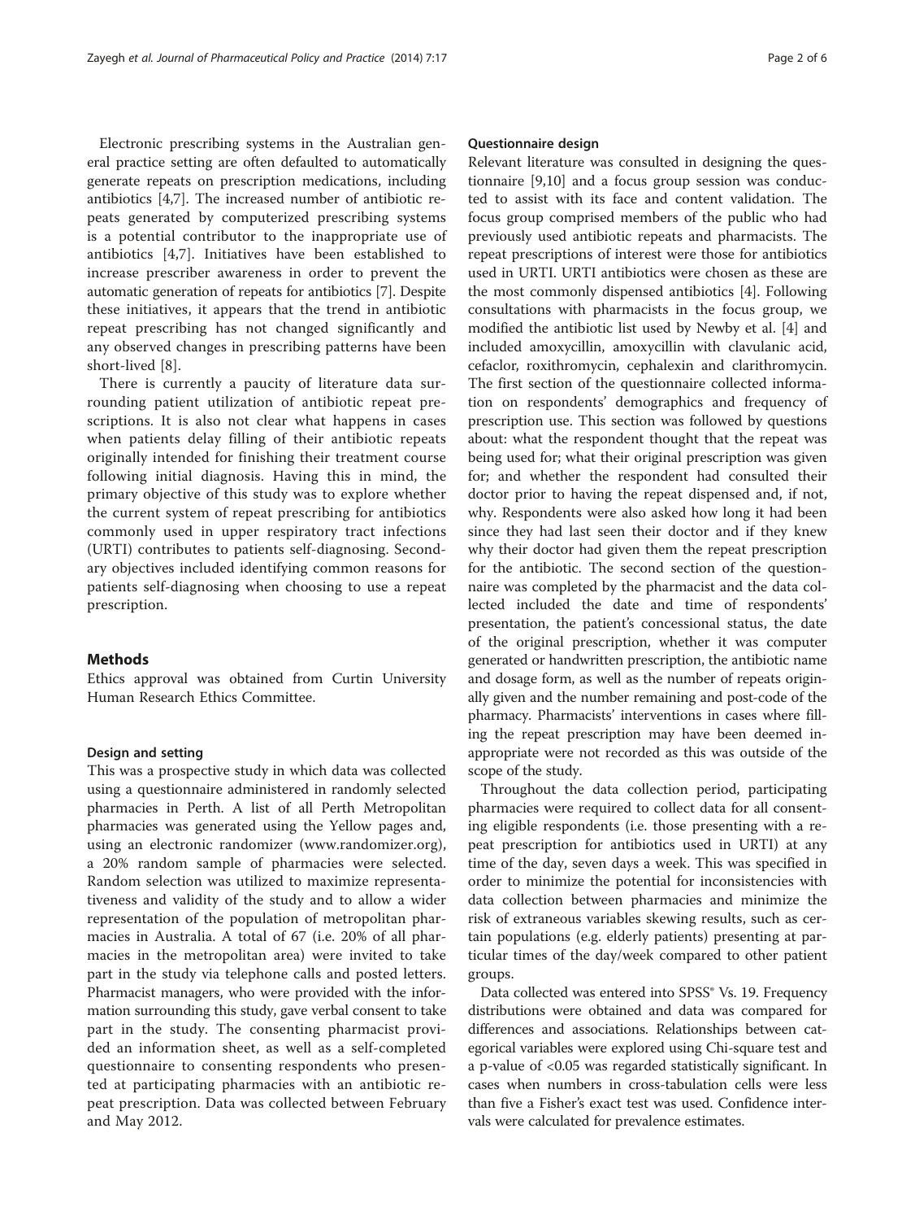Electronic prescribing systems in the Australian general practice setting are often defaulted to automatically generate repeats on prescription medications, including antibiotics [4,7]. The increased number of antibiotic repeats generated by computerized prescribing systems is a potential contributor to the inappropriate use of antibiotics [4,7]. Initiatives have been established to increase prescriber awareness in order to prevent the automatic generation of repeats for antibiotics [7]. Despite these initiatives, it appears that the trend in antibiotic repeat prescribing has not changed significantly and any observed changes in prescribing patterns have been short-lived [8].

There is currently a paucity of literature data surrounding patient utilization of antibiotic repeat prescriptions. It is also not clear what happens in cases when patients delay filling of their antibiotic repeats originally intended for finishing their treatment course following initial diagnosis. Having this in mind, the primary objective of this study was to explore whether the current system of repeat prescribing for antibiotics commonly used in upper respiratory tract infections (URTI) contributes to patients self-diagnosing. Secondary objectives included identifying common reasons for patients self-diagnosing when choosing to use a repeat prescription.

## Methods

Ethics approval was obtained from Curtin University Human Research Ethics Committee.

### Design and setting

This was a prospective study in which data was collected using a questionnaire administered in randomly selected pharmacies in Perth. A list of all Perth Metropolitan pharmacies was generated using the Yellow pages and, using an electronic randomizer (www.randomizer.org), a 20% random sample of pharmacies were selected. Random selection was utilized to maximize representativeness and validity of the study and to allow a wider representation of the population of metropolitan pharmacies in Australia. A total of 67 (i.e. 20% of all pharmacies in the metropolitan area) were invited to take part in the study via telephone calls and posted letters. Pharmacist managers, who were provided with the information surrounding this study, gave verbal consent to take part in the study. The consenting pharmacist provided an information sheet, as well as a self-completed questionnaire to consenting respondents who presented at participating pharmacies with an antibiotic repeat prescription. Data was collected between February and May 2012.

### Questionnaire design

Relevant literature was consulted in designing the questionnaire [9,10] and a focus group session was conducted to assist with its face and content validation. The focus group comprised members of the public who had previously used antibiotic repeats and pharmacists. The repeat prescriptions of interest were those for antibiotics used in URTI. URTI antibiotics were chosen as these are the most commonly dispensed antibiotics [4]. Following consultations with pharmacists in the focus group, we modified the antibiotic list used by Newby et al. [4] and included amoxycillin, amoxycillin with clavulanic acid, cefaclor, roxithromycin, cephalexin and clarithromycin. The first section of the questionnaire collected information on respondents' demographics and frequency of prescription use. This section was followed by questions about: what the respondent thought that the repeat was being used for; what their original prescription was given for; and whether the respondent had consulted their doctor prior to having the repeat dispensed and, if not, why. Respondents were also asked how long it had been since they had last seen their doctor and if they knew why their doctor had given them the repeat prescription for the antibiotic. The second section of the questionnaire was completed by the pharmacist and the data collected included the date and time of respondents' presentation, the patient's concessional status, the date of the original prescription, whether it was computer generated or handwritten prescription, the antibiotic name and dosage form, as well as the number of repeats originally given and the number remaining and post-code of the pharmacy. Pharmacists' interventions in cases where filling the repeat prescription may have been deemed inappropriate were not recorded as this was outside of the scope of the study.

Throughout the data collection period, participating pharmacies were required to collect data for all consenting eligible respondents (i.e. those presenting with a repeat prescription for antibiotics used in URTI) at any time of the day, seven days a week. This was specified in order to minimize the potential for inconsistencies with data collection between pharmacies and minimize the risk of extraneous variables skewing results, such as certain populations (e.g. elderly patients) presenting at particular times of the day/week compared to other patient groups.

Data collected was entered into SPSS® Vs. 19. Frequency distributions were obtained and data was compared for differences and associations. Relationships between categorical variables were explored using Chi-square test and a p-value of $<0.05$ was regarded statistically significant. In cases when numbers in cross-tabulation cells were less than five a Fisher's exact test was used. Confidence intervals were calculated for prevalence estimates.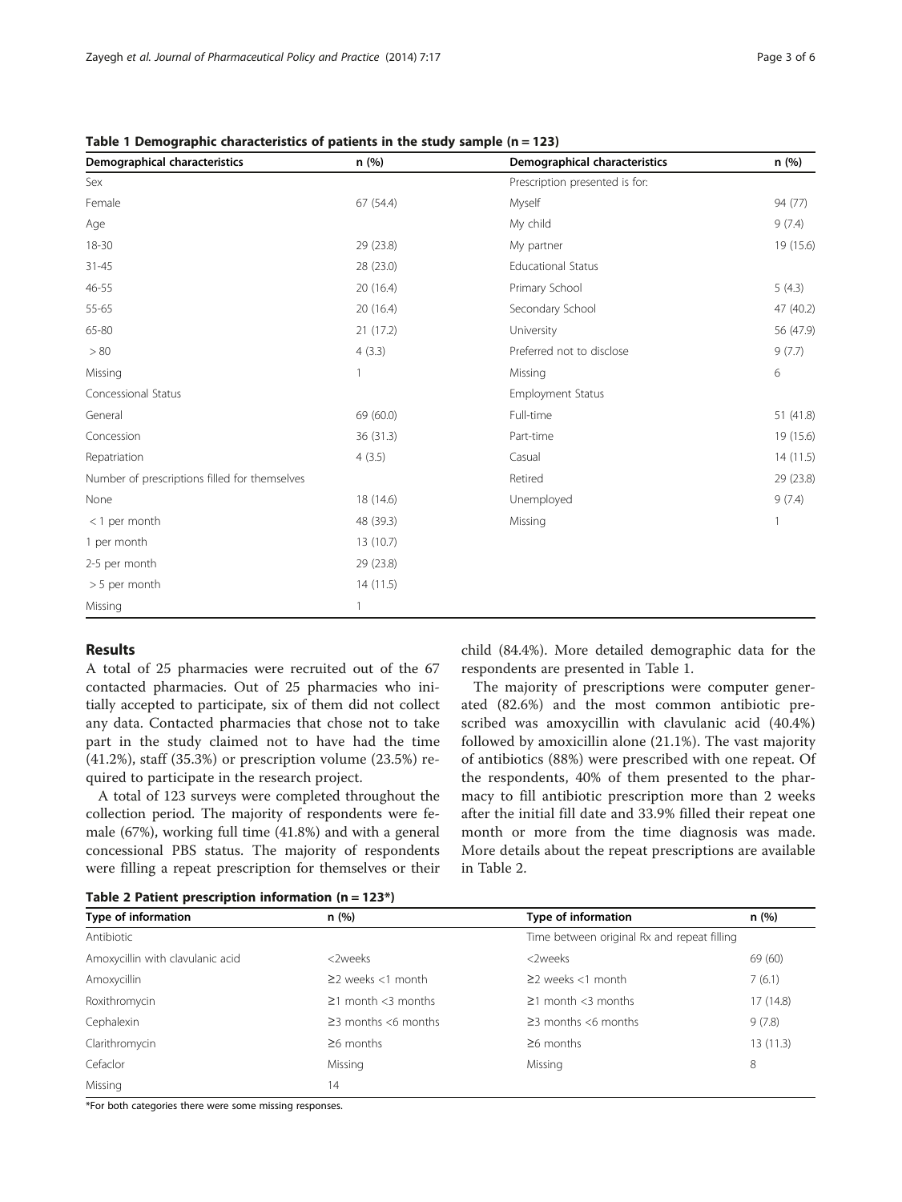**Table 1 Demographic characteristics of patients in the study sample (n = 123)**

| Demographical characteristics | n (%) | Demographical characteristics | n (%) |
|---|---|---|---|
| Sex | | Prescription presented is for: | |
| Female | 67 (54.4) | Myself | 94 (77) |
| Age | | My child | 9 (7.4) |
| 18-30 | 29 (23.8) | My partner | 19 (15.6) |
| 31-45 | 28 (23.0) | Educational Status | |
| 46-55 | 20 (16.4) | Primary School | 5 (4.3) |
| 55-65 | 20 (16.4) | Secondary School | 47 (40.2) |
| 65-80 | 21 (17.2) | University | 56 (47.9) |
| > 80 | 4 (3.3) | Preferred not to disclose | 9 (7.7) |
| Missing | 1 | Missing | 6 |
| Concessional Status | | Employment Status | |
| General | 69 (60.0) | Full-time | 51 (41.8) |
| Concession | 36 (31.3) | Part-time | 19 (15.6) |
| Repatriation | 4 (3.5) | Casual | 14 (11.5) |
| Number of prescriptions filled for themselves | | Retired | 29 (23.8) |
| None | 18 (14.6) | Unemployed | 9 (7.4) |
| < 1 per month | 48 (39.3) | Missing | 1 |
| 1 per month | 13 (10.7) | | |
| 2-5 per month | 29 (23.8) | | |
| > 5 per month | 14 (11.5) | | |
| Missing | 1 | | |

## Results

A total of 25 pharmacies were recruited out of the 67 contacted pharmacies. Out of 25 pharmacies who initially accepted to participate, six of them did not collect any data. Contacted pharmacies that chose not to take part in the study claimed not to have had the time (41.2%), staff (35.3%) or prescription volume (23.5%) required to participate in the research project.

A total of 123 surveys were completed throughout the collection period. The majority of respondents were female (67%), working full time (41.8%) and with a general concessional PBS status. The majority of respondents were filling a repeat prescription for themselves or their child (84.4%). More detailed demographic data for the respondents are presented in Table 1.

The majority of prescriptions were computer generated (82.6%) and the most common antibiotic prescribed was amoxycillin with clavulanic acid (40.4%) followed by amoxicillin alone (21.1%). The vast majority of antibiotics (88%) were prescribed with one repeat. Of the respondents, 40% of them presented to the pharmacy to fill antibiotic prescription more than 2 weeks after the initial fill date and 33.9% filled their repeat one month or more from the time diagnosis was made. More details about the repeat prescriptions are available in Table 2.

**Table 2 Patient prescription information (n = 123*)**

| Type of information | n (%) | Type of information | n (%) |
|---|---|---|---|
| Antibiotic | | Time between original Rx and repeat filling | |
| Amoxycillin with clavulanic acid | <2weeks | <2weeks | 69 (60) |
| Amoxycillin | ≥2 weeks <1 month | ≥2 weeks <1 month | 7 (6.1) |
| Roxithromycin | ≥1 month <3 months | ≥1 month <3 months | 17 (14.8) |
| Cephalexin | ≥3 months <6 months | ≥3 months <6 months | 9 (7.8) |
| Clarithromycin | ≥6 months | ≥6 months | 13 (11.3) |
| Cefaclor | Missing | Missing | 8 |
| Missing | 14 | | |

*For both categories there were some missing responses.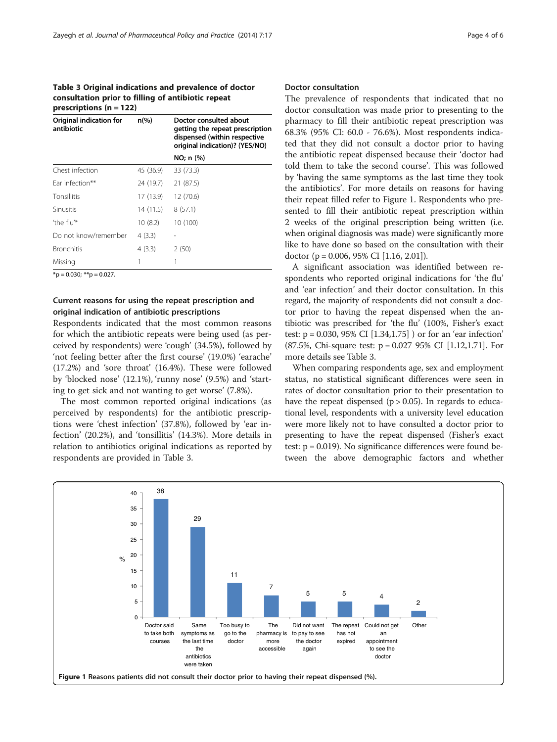**Table 3 Original indications and prevalence of doctor consultation prior to filling of antibiotic repeat prescriptions (n = 122)**

| Original indication for antibiotic | n(%) | Doctor consulted about getting the repeat prescription dispensed (within respective original indication)? (YES/NO) |
|---|---|---|
| | | NO; n (%) |
| Chest infection | 45 (36.9) | 33 (73.3) |
| Ear infection** | 24 (19.7) | 21 (87.5) |
| Tonsillitis | 17 (13.9) | 12 (70.6) |
| Sinusitis | 14 (11.5) | 8 (57.1) |
| 'the flu'* | 10 (8.2) | 10 (100) |
| Do not know/remember | 4 (3.3) | - |
| Bronchitis | 4 (3.3) | 2 (50) |
| Missing | 1 | 1 |

*p = 0.030; **p = 0.027.

### Current reasons for using the repeat prescription and original indication of antibiotic prescriptions

Respondents indicated that the most common reasons for which the antibiotic repeats were being used (as perceived by respondents) were 'cough' (34.5%), followed by 'not feeling better after the first course' (19.0%) 'earache' (17.2%) and 'sore throat' (16.4%). These were followed by 'blocked nose' (12.1%), 'runny nose' (9.5%) and 'starting to get sick and not wanting to get worse' (7.8%).

The most common reported original indications (as perceived by respondents) for the antibiotic prescriptions were 'chest infection' (37.8%), followed by 'ear infection' (20.2%), and 'tonsillitis' (14.3%). More details in relation to antibiotics original indications as reported by respondents are provided in Table 3.

### Doctor consultation

The prevalence of respondents that indicated that no doctor consultation was made prior to presenting to the pharmacy to fill their antibiotic repeat prescription was 68.3% (95% CI: 60.0 - 76.6%). Most respondents indicated that they did not consult a doctor prior to having the antibiotic repeat dispensed because their 'doctor had told them to take the second course'. This was followed by 'having the same symptoms as the last time they took the antibiotics'. For more details on reasons for having their repeat filled refer to Figure 1. Respondents who presented to fill their antibiotic repeat prescription within 2 weeks of the original prescription being written (i.e. when original diagnosis was made) were significantly more like to have done so based on the consultation with their doctor ($p = 0.006$, 95% CI [1.16, 2.01]).

A significant association was identified between respondents who reported original indications for 'the flu' and 'ear infection' and their doctor consultation. In this regard, the majority of respondents did not consult a doctor prior to having the repeat dispensed when the antibiotic was prescribed for 'the flu' (100%, Fisher's exact test: $p = 0.030$, 95% CI [1.34,1.75] ) or for an 'ear infection' (87.5%, Chi-square test: $p = 0.027$ 95% CI [1.12,1.71]. For more details see Table 3.

When comparing respondents age, sex and employment status, no statistical significant differences were seen in rates of doctor consultation prior to their presentation to have the repeat dispensed ($p > 0.05$). In regards to educational level, respondents with a university level education were more likely not to have consulted a doctor prior to presenting to have the repeat dispensed (Fisher's exact test: $p = 0.019$). No significance differences were found between the above demographic factors and whether

**Figure 1** Reasons patients did not consult their doctor prior to having their repeat dispensed (%).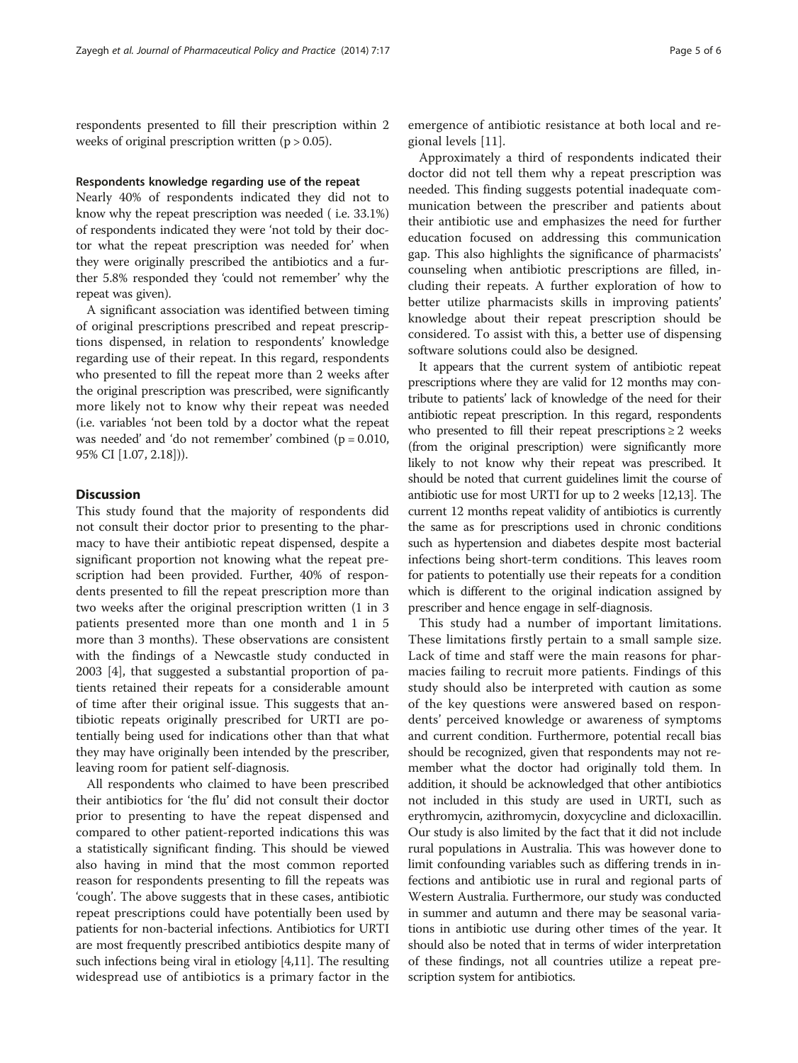respondents presented to fill their prescription within 2 weeks of original prescription written ($p > 0.05$).

#### Respondents knowledge regarding use of the repeat

Nearly 40% of respondents indicated they did not to know why the repeat prescription was needed ( i.e. 33.1%) of respondents indicated they were 'not told by their doctor what the repeat prescription was needed for' when they were originally prescribed the antibiotics and a further 5.8% responded they 'could not remember' why the repeat was given).

A significant association was identified between timing of original prescriptions prescribed and repeat prescriptions dispensed, in relation to respondents' knowledge regarding use of their repeat. In this regard, respondents who presented to fill the repeat more than 2 weeks after the original prescription was prescribed, were significantly more likely not to know why their repeat was needed (i.e. variables 'not been told by a doctor what the repeat was needed' and 'do not remember' combined ($p = 0.010$, 95% CI [1.07, 2.18])).

## Discussion

This study found that the majority of respondents did not consult their doctor prior to presenting to the pharmacy to have their antibiotic repeat dispensed, despite a significant proportion not knowing what the repeat prescription had been provided. Further, 40% of respondents presented to fill the repeat prescription more than two weeks after the original prescription written (1 in 3 patients presented more than one month and 1 in 5 more than 3 months). These observations are consistent with the findings of a Newcastle study conducted in 2003 [4], that suggested a substantial proportion of patients retained their repeats for a considerable amount of time after their original issue. This suggests that antibiotic repeats originally prescribed for URTI are potentially being used for indications other than that what they may have originally been intended by the prescriber, leaving room for patient self-diagnosis.

All respondents who claimed to have been prescribed their antibiotics for 'the flu' did not consult their doctor prior to presenting to have the repeat dispensed and compared to other patient-reported indications this was a statistically significant finding. This should be viewed also having in mind that the most common reported reason for respondents presenting to fill the repeats was 'cough'. The above suggests that in these cases, antibiotic repeat prescriptions could have potentially been used by patients for non-bacterial infections. Antibiotics for URTI are most frequently prescribed antibiotics despite many of such infections being viral in etiology [4,11]. The resulting widespread use of antibiotics is a primary factor in the emergence of antibiotic resistance at both local and regional levels [11].

Approximately a third of respondents indicated their doctor did not tell them why a repeat prescription was needed. This finding suggests potential inadequate communication between the prescriber and patients about their antibiotic use and emphasizes the need for further education focused on addressing this communication gap. This also highlights the significance of pharmacists' counseling when antibiotic prescriptions are filled, including their repeats. A further exploration of how to better utilize pharmacists skills in improving patients' knowledge about their repeat prescription should be considered. To assist with this, a better use of dispensing software solutions could also be designed.

It appears that the current system of antibiotic repeat prescriptions where they are valid for 12 months may contribute to patients' lack of knowledge of the need for their antibiotic repeat prescription. In this regard, respondents who presented to fill their repeat prescriptions $\geq 2$ weeks (from the original prescription) were significantly more likely to not know why their repeat was prescribed. It should be noted that current guidelines limit the course of antibiotic use for most URTI for up to 2 weeks [12,13]. The current 12 months repeat validity of antibiotics is currently the same as for prescriptions used in chronic conditions such as hypertension and diabetes despite most bacterial infections being short-term conditions. This leaves room for patients to potentially use their repeats for a condition which is different to the original indication assigned by prescriber and hence engage in self-diagnosis.

This study had a number of important limitations. These limitations firstly pertain to a small sample size. Lack of time and staff were the main reasons for pharmacies failing to recruit more patients. Findings of this study should also be interpreted with caution as some of the key questions were answered based on respondents' perceived knowledge or awareness of symptoms and current condition. Furthermore, potential recall bias should be recognized, given that respondents may not remember what the doctor had originally told them. In addition, it should be acknowledged that other antibiotics not included in this study are used in URTI, such as erythromycin, azithromycin, doxycycline and dicloxacillin. Our study is also limited by the fact that it did not include rural populations in Australia. This was however done to limit confounding variables such as differing trends in infections and antibiotic use in rural and regional parts of Western Australia. Furthermore, our study was conducted in summer and autumn and there may be seasonal variations in antibiotic use during other times of the year. It should also be noted that in terms of wider interpretation of these findings, not all countries utilize a repeat prescription system for antibiotics.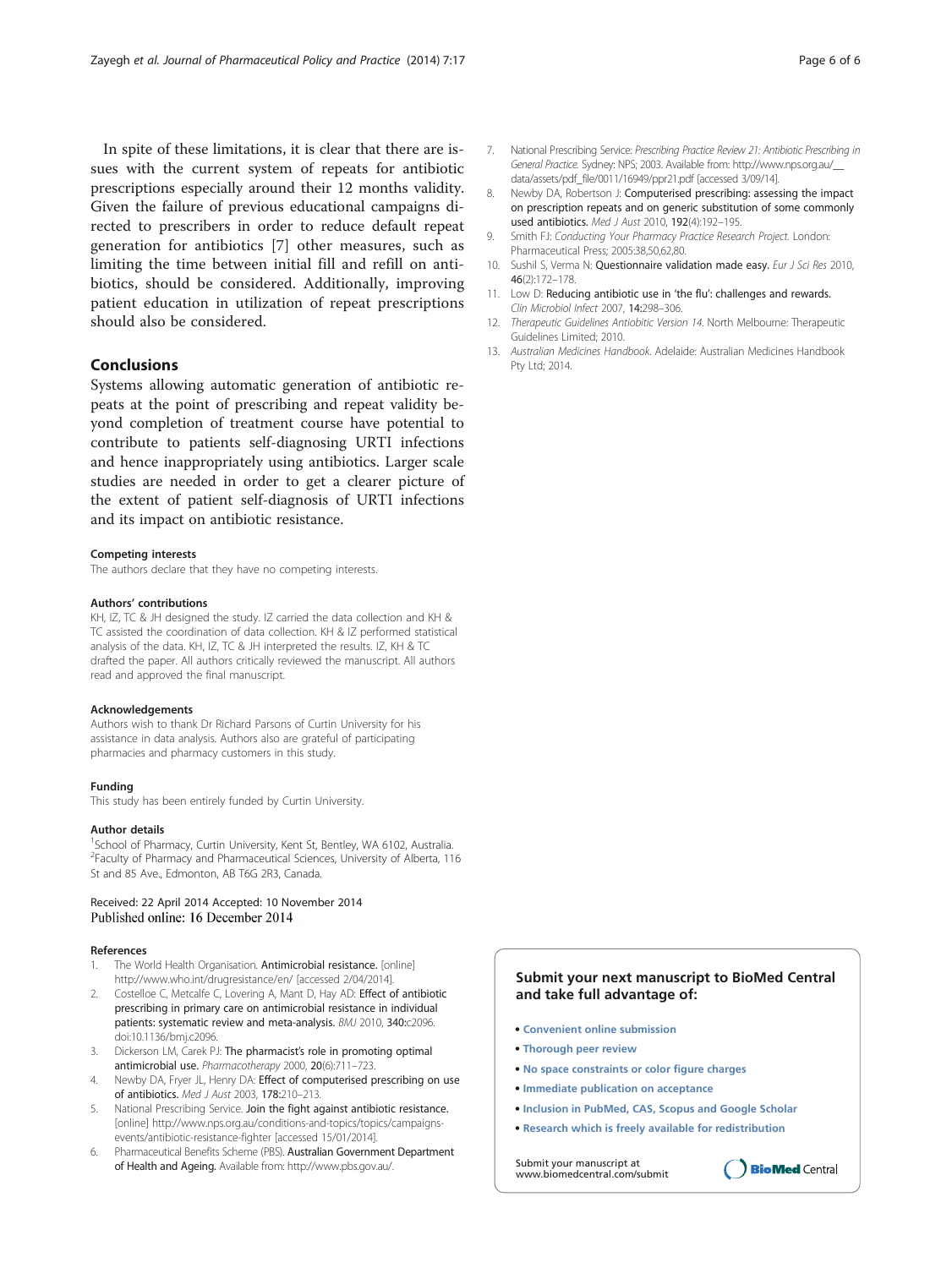In spite of these limitations, it is clear that there are issues with the current system of repeats for antibiotic prescriptions especially around their 12 months validity. Given the failure of previous educational campaigns directed to prescribers in order to reduce default repeat generation for antibiotics [7] other measures, such as limiting the time between initial fill and refill on antibiotics, should be considered. Additionally, improving patient education in utilization of repeat prescriptions should also be considered.

## Conclusions

Systems allowing automatic generation of antibiotic repeats at the point of prescribing and repeat validity beyond completion of treatment course have potential to contribute to patients self-diagnosing URTI infections and hence inappropriately using antibiotics. Larger scale studies are needed in order to get a clearer picture of the extent of patient self-diagnosis of URTI infections and its impact on antibiotic resistance.

#### Competing interests

The authors declare that they have no competing interests.

#### Authors' contributions

KH, IZ, TC & JH designed the study. IZ carried the data collection and KH & TC assisted the coordination of data collection. KH & IZ performed statistical analysis of the data. KH, IZ, TC & JH interpreted the results. IZ, KH & TC drafted the paper. All authors critically reviewed the manuscript. All authors read and approved the final manuscript.

#### Acknowledgements

Authors wish to thank Dr Richard Parsons of Curtin University for his assistance in data analysis. Authors also are grateful of participating pharmacies and pharmacy customers in this study.

#### Funding

This study has been entirely funded by Curtin University.

#### Author details

[1]School of Pharmacy, Curtin University, Kent St, Bentley, WA 6102, Australia. [2]Faculty of Pharmacy and Pharmaceutical Sciences, University of Alberta, 116 St and 85 Ave., Edmonton, AB T6G 2R3, Canada.

Received: 22 April 2014 Accepted: 10 November 2014
Published online: 16 December 2014

#### References

1. The World Health Organisation. **Antimicrobial resistance.** [online] http://www.who.int/drugresistance/en/ [accessed 2/04/2014].
2. Costelloe C, Metcalfe C, Lovering A, Mant D, Hay AD: **Effect of antibiotic prescribing in primary care on antimicrobial resistance in individual patients: systematic review and meta-analysis.** *BMJ* 2010, **340:**c2096. doi:10.1136/bmj.c2096.
3. Dickerson LM, Carek PJ: **The pharmacist's role in promoting optimal antimicrobial use.** *Pharmacotherapy* 2000, **20**(6):711–723.
4. Newby DA, Fryer JL, Henry DA: **Effect of computerised prescribing on use of antibiotics.** *Med J Aust* 2003, **178:**210–213.
5. National Prescribing Service. **Join the fight against antibiotic resistance.** [online] http://www.nps.org.au/conditions-and-topics/topics/campaigns-events/antibiotic-resistance-fighter [accessed 15/01/2014].
6. Pharmaceutical Benefits Scheme (PBS). **Australian Government Department of Health and Ageing.** Available from: http://www.pbs.gov.au/.
7. National Prescribing Service: *Prescribing Practice Review 21: Antibiotic Prescribing in General Practice.* Sydney: NPS; 2003. Available from: http://www.nps.org.au/__data/assets/pdf_file/0011/16949/ppr21.pdf [accessed 3/09/14].
8. Newby DA, Robertson J: **Computerised prescribing: assessing the impact on prescription repeats and on generic substitution of some commonly used antibiotics.** *Med J Aust* 2010, **192**(4):192–195.
9. Smith FJ: *Conducting Your Pharmacy Practice Research Project.* London: Pharmaceutical Press; 2005:38,50,62,80.
10. Sushil S, Verma N: **Questionnaire validation made easy.** *Eur J Sci Res* 2010, **46**(2):172–178.
11. Low D: **Reducing antibiotic use in 'the flu': challenges and rewards.** *Clin Microbiol Infect* 2007, **14:**298–306.
12. *Therapeutic Guidelines Antibiotic Version 14.* North Melbourne: Therapeutic Guidelines Limited; 2010.
13. *Australian Medicines Handbook.* Adelaide: Australian Medicines Handbook Pty Ltd; 2014.

**Submit your next manuscript to BioMed Central and take full advantage of:**

- Convenient online submission
- Thorough peer review
- No space constraints or color figure charges
- Immediate publication on acceptance
- Inclusion in PubMed, CAS, Scopus and Google Scholar
- Research which is freely available for redistribution

Submit your manuscript at www.biomedcentral.com/submit

BioMed Central